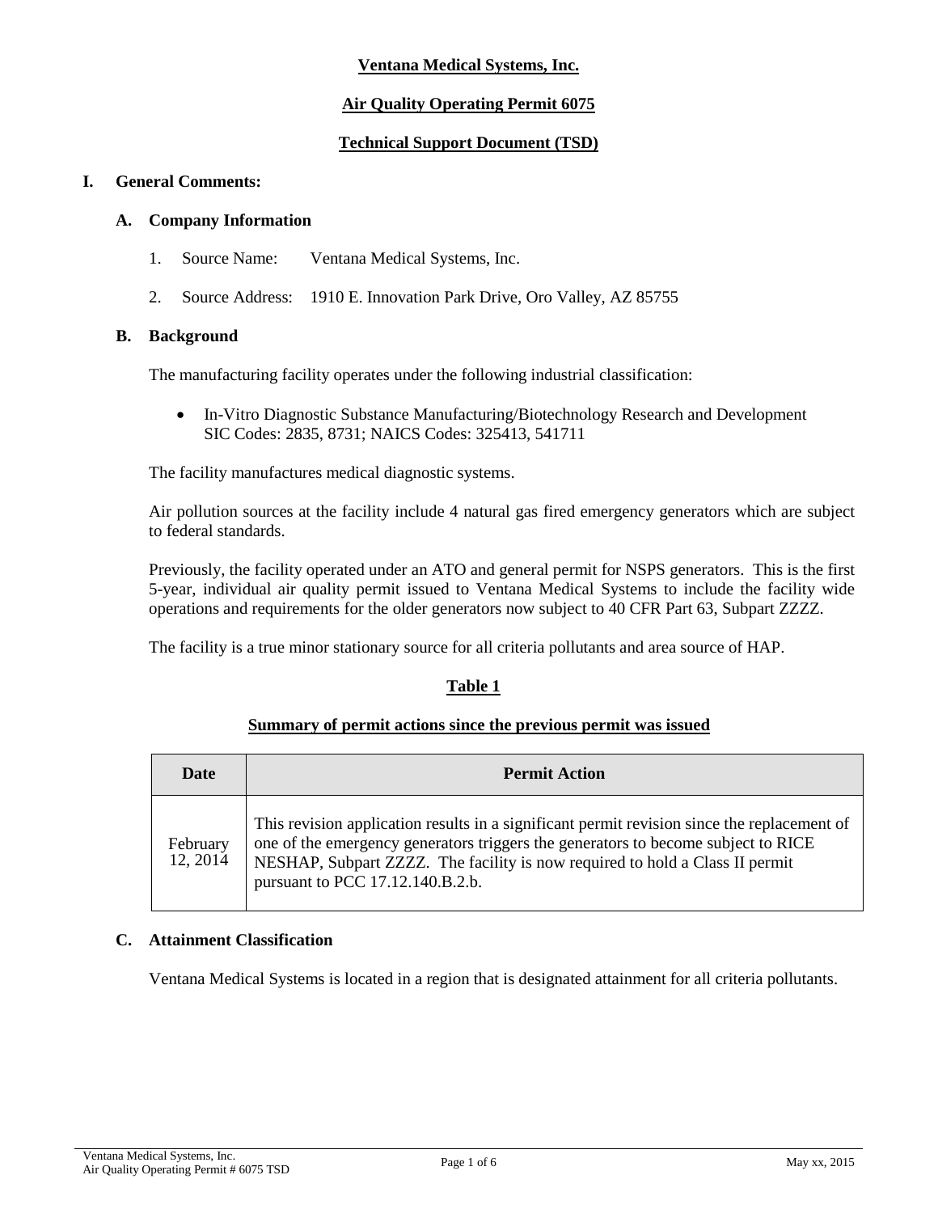**Ventana Medical Systems, Inc.**

**Air Quality Operating Permit 6075**

**Technical Support Document (TSD)**

# I. General Comments:

## A. Company Information

1. Source Name: Ventana Medical Systems, Inc.
2. Source Address: 1910 E. Innovation Park Drive, Oro Valley, AZ 85755

## B. Background

The manufacturing facility operates under the following industrial classification:

- In-Vitro Diagnostic Substance Manufacturing/Biotechnology Research and Development SIC Codes: 2835, 8731; NAICS Codes: 325413, 541711

The facility manufactures medical diagnostic systems.

Air pollution sources at the facility include 4 natural gas fired emergency generators which are subject to federal standards.

Previously, the facility operated under an ATO and general permit for NSPS generators. This is the first 5-year, individual air quality permit issued to Ventana Medical Systems to include the facility wide operations and requirements for the older generators now subject to 40 CFR Part 63, Subpart ZZZZ.

The facility is a true minor stationary source for all criteria pollutants and area source of HAP.

**Table 1**

**Summary of permit actions since the previous permit was issued**

| Date | Permit Action |
|---|---|
| February 12, 2014 | This revision application results in a significant permit revision since the replacement of one of the emergency generators triggers the generators to become subject to RICE NESHAP, Subpart ZZZZ. The facility is now required to hold a Class II permit pursuant to PCC 17.12.140.B.2.b. |

## C. Attainment Classification

Ventana Medical Systems is located in a region that is designated attainment for all criteria pollutants.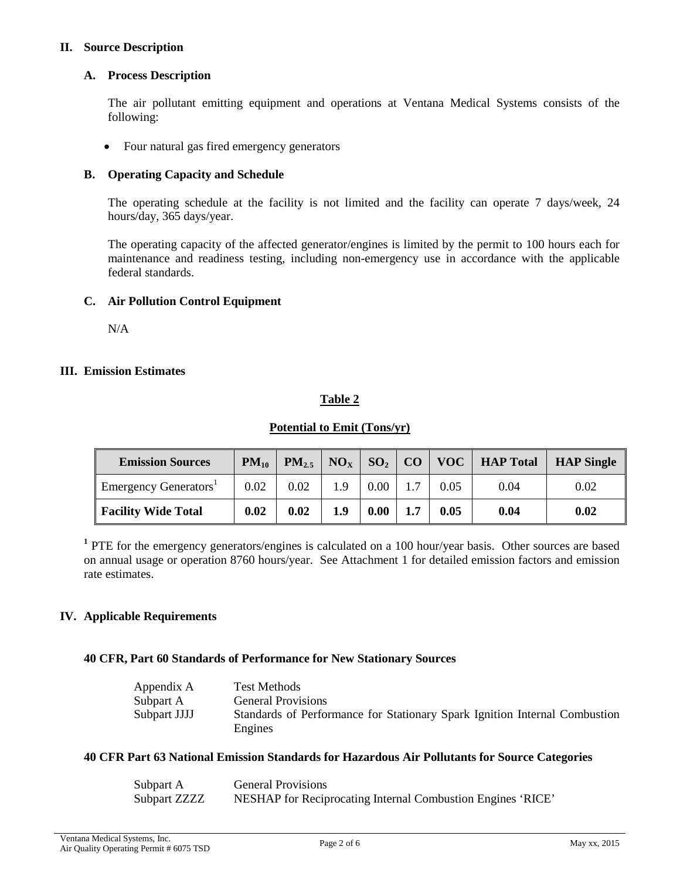## II. Source Description

### A. Process Description

The air pollutant emitting equipment and operations at Ventana Medical Systems consists of the following:

- Four natural gas fired emergency generators

### B. Operating Capacity and Schedule

The operating schedule at the facility is not limited and the facility can operate 7 days/week, 24 hours/day, 365 days/year.

The operating capacity of the affected generator/engines is limited by the permit to 100 hours each for maintenance and readiness testing, including non-emergency use in accordance with the applicable federal standards.

### C. Air Pollution Control Equipment

N/A

## III. Emission Estimates

**Table 2**

**Potential to Emit (Tons/yr)**

| Emission Sources | $PM_{10}$ | $PM_{2.5}$ | $NO_X$ | $SO_2$ | CO | VOC | HAP Total | HAP Single |
|---|---|---|---|---|---|---|---|---|
| Emergency Generators[1] | 0.02 | 0.02 | 1.9 | 0.00 | 1.7 | 0.05 | 0.04 | 0.02 |
| **Facility Wide Total** | **0.02** | **0.02** | **1.9** | **0.00** | **1.7** | **0.05** | **0.04** | **0.02** |

[1] PTE for the emergency generators/engines is calculated on a 100 hour/year basis. Other sources are based on annual usage or operation 8760 hours/year. See Attachment 1 for detailed emission factors and emission rate estimates.

## IV. Applicable Requirements

**40 CFR, Part 60 Standards of Performance for New Stationary Sources**

| | |
|---|---|
| Appendix A | Test Methods |
| Subpart A | General Provisions |
| Subpart JJJJ | Standards of Performance for Stationary Spark Ignition Internal Combustion Engines |

**40 CFR Part 63 National Emission Standards for Hazardous Air Pollutants for Source Categories**

| | |
|---|---|
| Subpart A | General Provisions |
| Subpart ZZZZ | NESHAP for Reciprocating Internal Combustion Engines 'RICE' |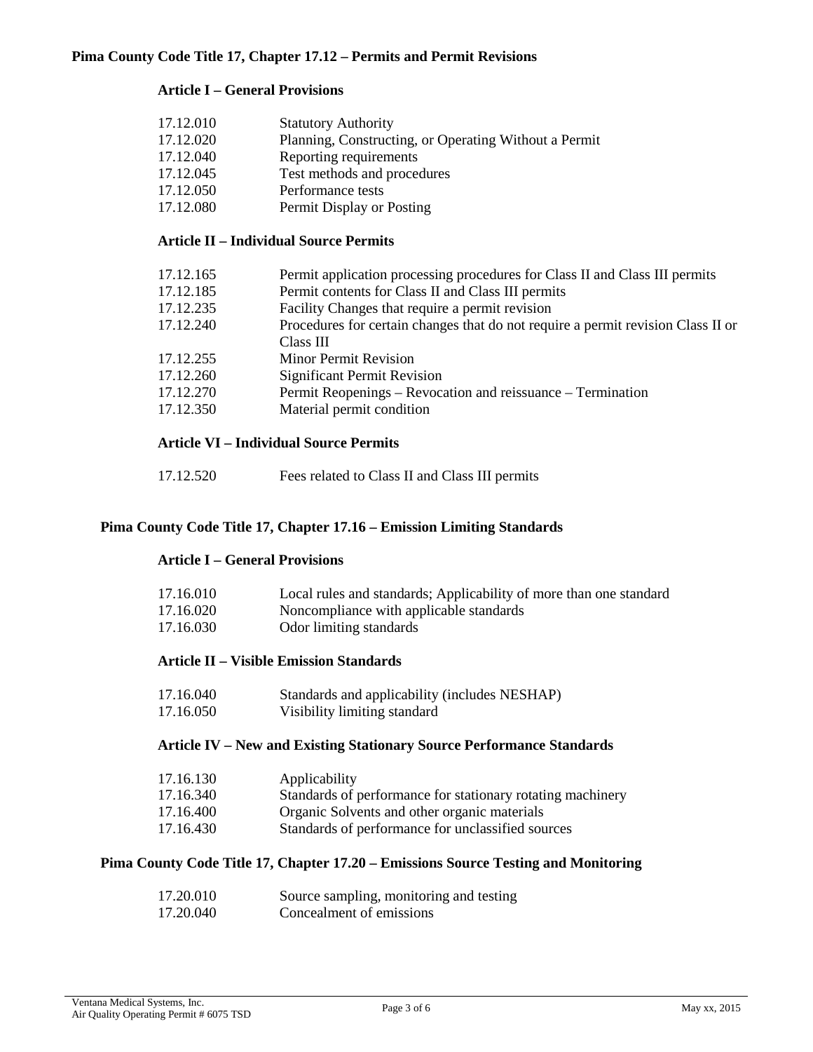**Pima County Code Title 17, Chapter 17.12 – Permits and Permit Revisions**

**Article I – General Provisions**

| | |
|---|---|
| 17.12.010 | Statutory Authority |
| 17.12.020 | Planning, Constructing, or Operating Without a Permit |
| 17.12.040 | Reporting requirements |
| 17.12.045 | Test methods and procedures |
| 17.12.050 | Performance tests |
| 17.12.080 | Permit Display or Posting |

**Article II – Individual Source Permits**

| | |
|---|---|
| 17.12.165 | Permit application processing procedures for Class II and Class III permits |
| 17.12.185 | Permit contents for Class II and Class III permits |
| 17.12.235 | Facility Changes that require a permit revision |
| 17.12.240 | Procedures for certain changes that do not require a permit revision Class II or Class III |
| 17.12.255 | Minor Permit Revision |
| 17.12.260 | Significant Permit Revision |
| 17.12.270 | Permit Reopenings – Revocation and reissuance – Termination |
| 17.12.350 | Material permit condition |

**Article VI – Individual Source Permits**

| | |
|---|---|
| 17.12.520 | Fees related to Class II and Class III permits |

**Pima County Code Title 17, Chapter 17.16 – Emission Limiting Standards**

**Article I – General Provisions**

| | |
|---|---|
| 17.16.010 | Local rules and standards; Applicability of more than one standard |
| 17.16.020 | Noncompliance with applicable standards |
| 17.16.030 | Odor limiting standards |

**Article II – Visible Emission Standards**

| | |
|---|---|
| 17.16.040 | Standards and applicability (includes NESHAP) |
| 17.16.050 | Visibility limiting standard |

**Article IV – New and Existing Stationary Source Performance Standards**

| | |
|---|---|
| 17.16.130 | Applicability |
| 17.16.340 | Standards of performance for stationary rotating machinery |
| 17.16.400 | Organic Solvents and other organic materials |
| 17.16.430 | Standards of performance for unclassified sources |

**Pima County Code Title 17, Chapter 17.20 – Emissions Source Testing and Monitoring**

| | |
|---|---|
| 17.20.010 | Source sampling, monitoring and testing |
| 17.20.040 | Concealment of emissions |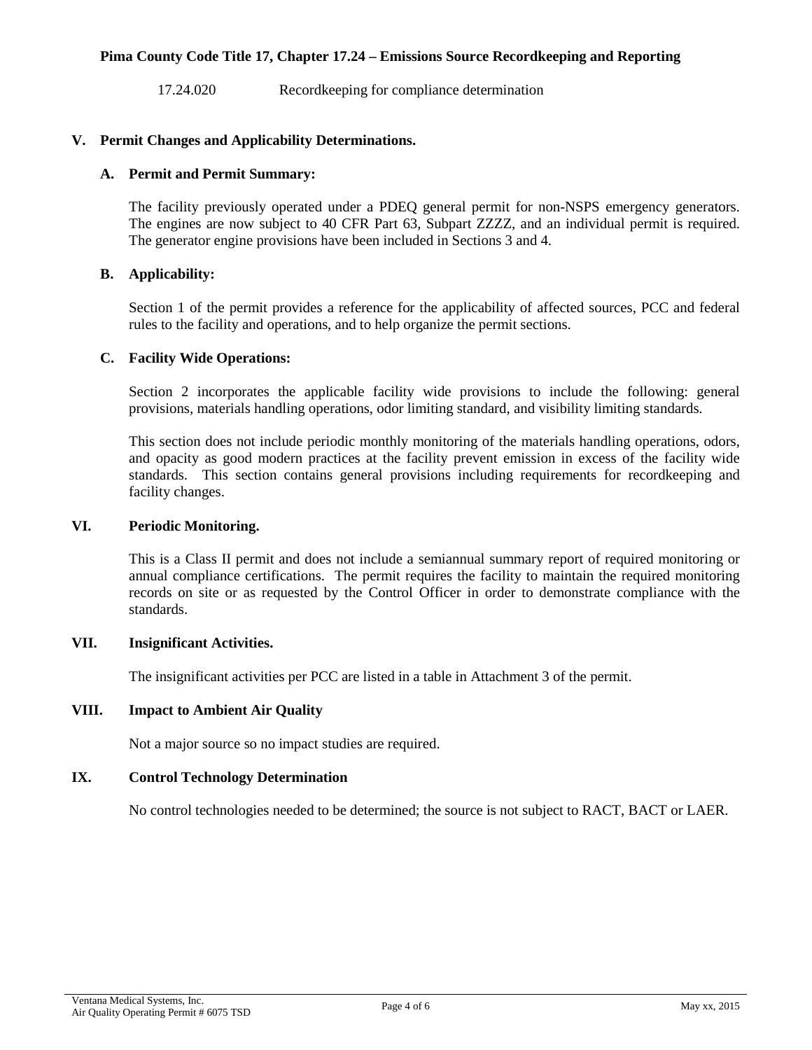**Pima County Code Title 17, Chapter 17.24 – Emissions Source Recordkeeping and Reporting**

17.24.020 Recordkeeping for compliance determination

## V. Permit Changes and Applicability Determinations.

### A. Permit and Permit Summary:

The facility previously operated under a PDEQ general permit for non-NSPS emergency generators. The engines are now subject to 40 CFR Part 63, Subpart ZZZZ, and an individual permit is required. The generator engine provisions have been included in Sections 3 and 4.

### B. Applicability:

Section 1 of the permit provides a reference for the applicability of affected sources, PCC and federal rules to the facility and operations, and to help organize the permit sections.

### C. Facility Wide Operations:

Section 2 incorporates the applicable facility wide provisions to include the following: general provisions, materials handling operations, odor limiting standard, and visibility limiting standards.

This section does not include periodic monthly monitoring of the materials handling operations, odors, and opacity as good modern practices at the facility prevent emission in excess of the facility wide standards. This section contains general provisions including requirements for recordkeeping and facility changes.

## VI. Periodic Monitoring.

This is a Class II permit and does not include a semiannual summary report of required monitoring or annual compliance certifications. The permit requires the facility to maintain the required monitoring records on site or as requested by the Control Officer in order to demonstrate compliance with the standards.

## VII. Insignificant Activities.

The insignificant activities per PCC are listed in a table in Attachment 3 of the permit.

## VIII. Impact to Ambient Air Quality

Not a major source so no impact studies are required.

## IX. Control Technology Determination

No control technologies needed to be determined; the source is not subject to RACT, BACT or LAER.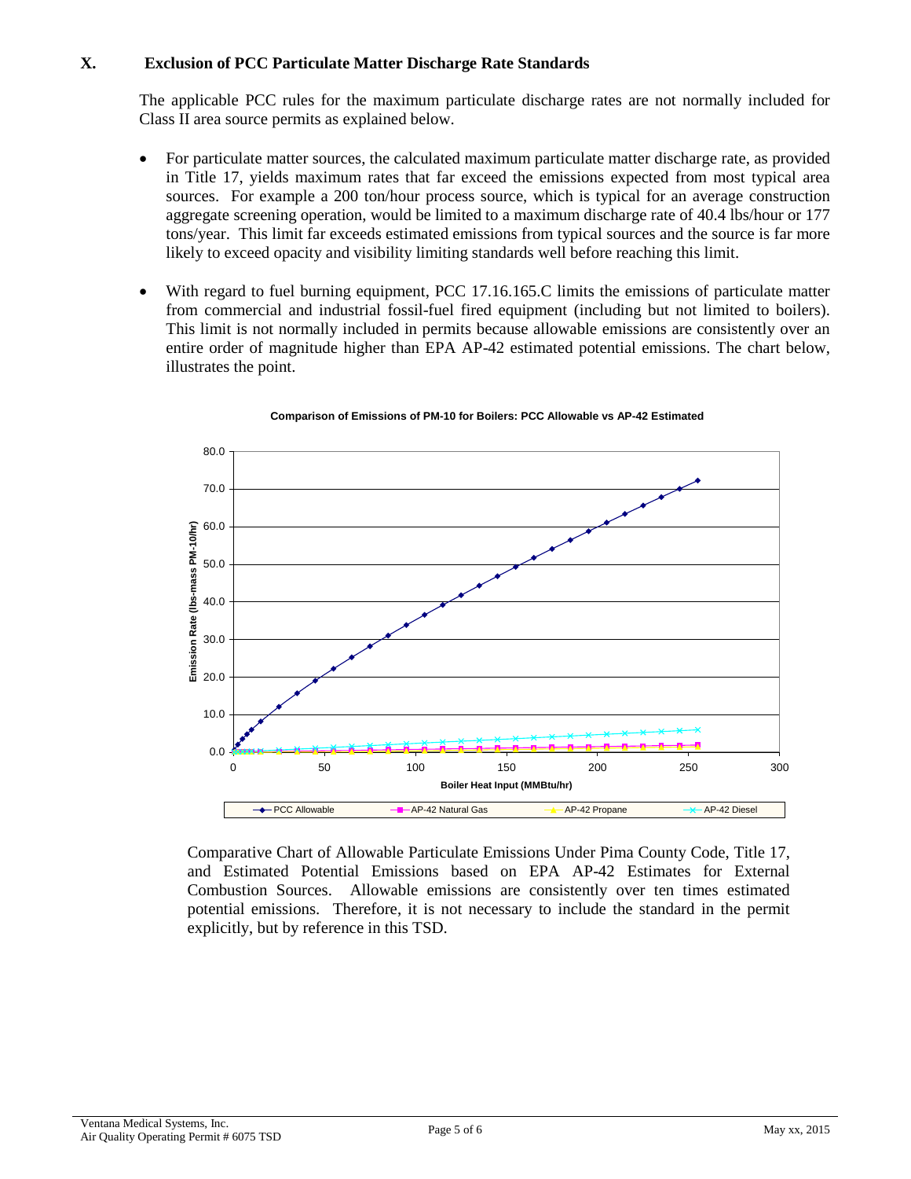## X. Exclusion of PCC Particulate Matter Discharge Rate Standards

The applicable PCC rules for the maximum particulate discharge rates are not normally included for Class II area source permits as explained below.

- For particulate matter sources, the calculated maximum particulate matter discharge rate, as provided in Title 17, yields maximum rates that far exceed the emissions expected from most typical area sources. For example a 200 ton/hour process source, which is typical for an average construction aggregate screening operation, would be limited to a maximum discharge rate of 40.4 lbs/hour or 177 tons/year. This limit far exceeds estimated emissions from typical sources and the source is far more likely to exceed opacity and visibility limiting standards well before reaching this limit.

- With regard to fuel burning equipment, PCC 17.16.165.C limits the emissions of particulate matter from commercial and industrial fossil-fuel fired equipment (including but not limited to boilers). This limit is not normally included in permits because allowable emissions are consistently over an entire order of magnitude higher than EPA AP-42 estimated potential emissions. The chart below, illustrates the point.

**Comparison of Emissions of PM-10 for Boilers: PCC Allowable vs AP-42 Estimated**

Comparative Chart of Allowable Particulate Emissions Under Pima County Code, Title 17, and Estimated Potential Emissions based on EPA AP-42 Estimates for External Combustion Sources. Allowable emissions are consistently over ten times estimated potential emissions. Therefore, it is not necessary to include the standard in the permit explicitly, but by reference in this TSD.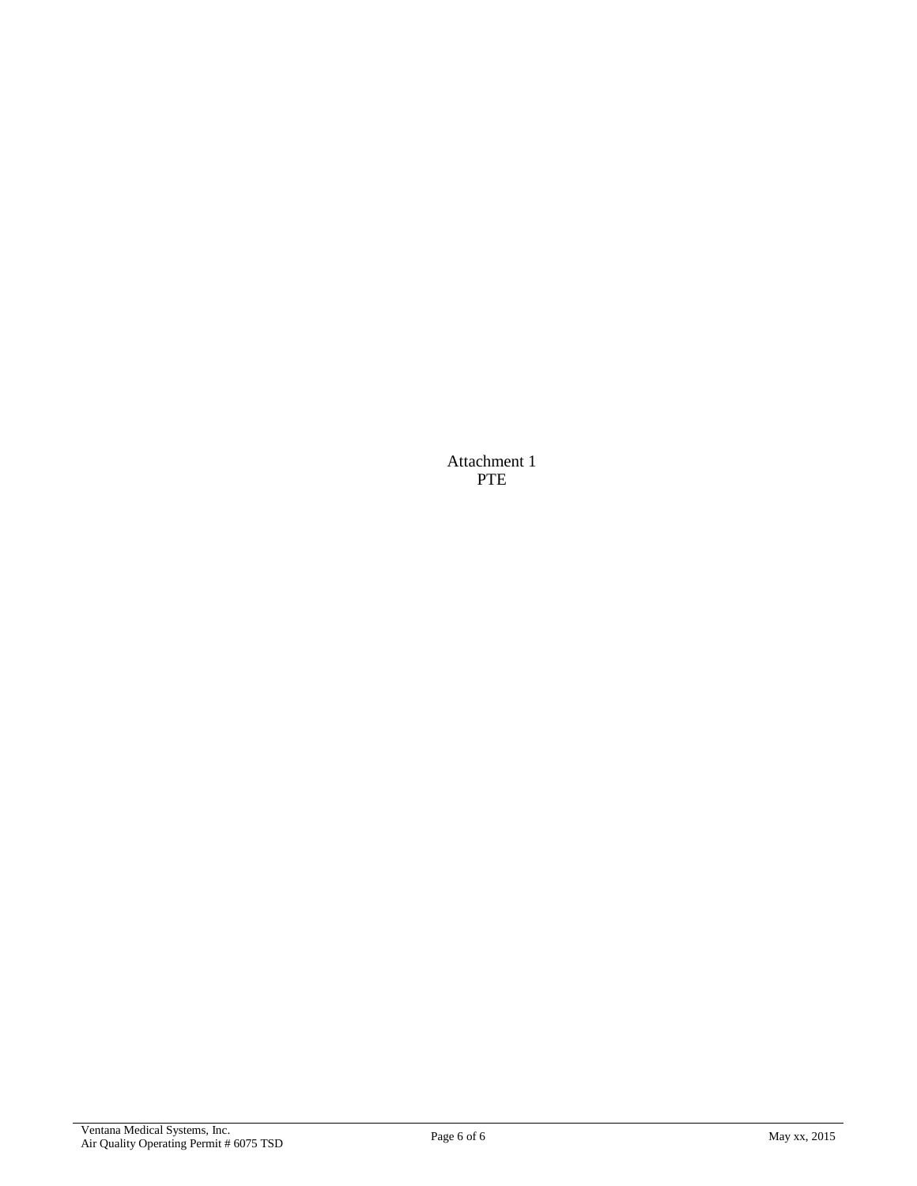Attachment 1
PTE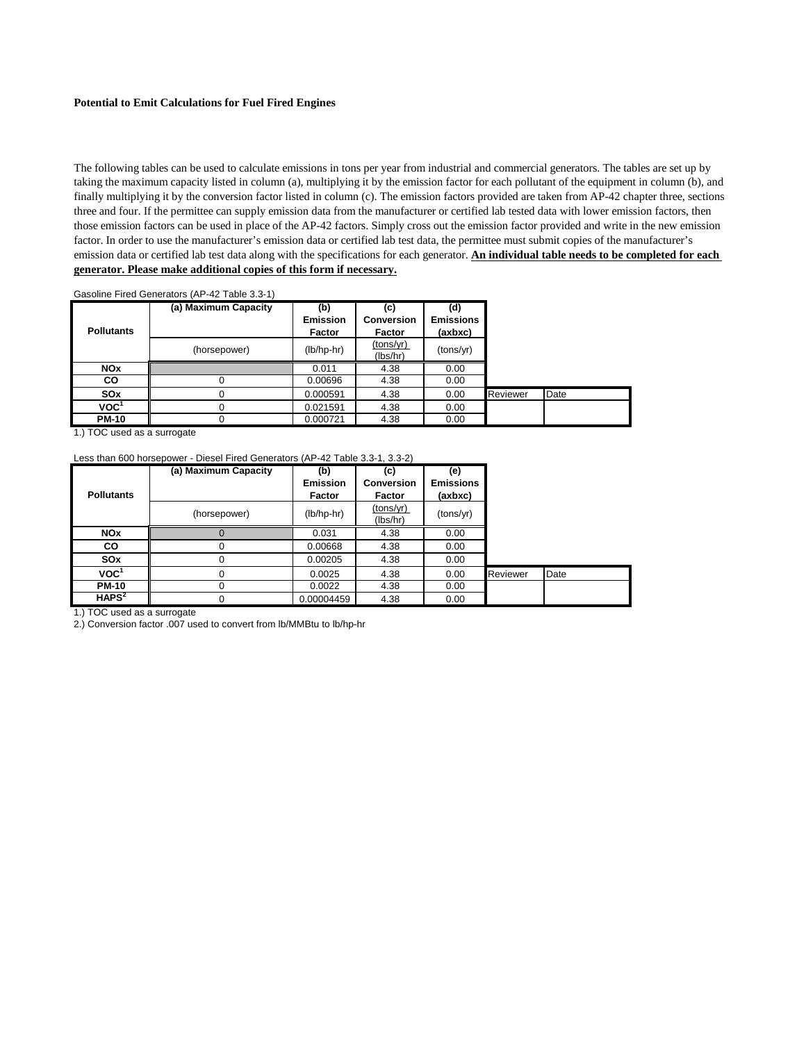**Potential to Emit Calculations for Fuel Fired Engines**

The following tables can be used to calculate emissions in tons per year from industrial and commercial generators. The tables are set up by taking the maximum capacity listed in column (a), multiplying it by the emission factor for each pollutant of the equipment in column (b), and finally multiplying it by the conversion factor listed in column (c). The emission factors provided are taken from AP-42 chapter three, sections three and four. If the permittee can supply emission data from the manufacturer or certified lab tested data with lower emission factors, then those emission factors can be used in place of the AP-42 factors. Simply cross out the emission factor provided and write in the new emission factor. In order to use the manufacturer's emission data or certified lab test data, the permittee must submit copies of the manufacturer's emission data or certified lab test data along with the specifications for each generator. **An individual table needs to be completed for each generator. Please make additional copies of this form if necessary.**

Gasoline Fired Generators (AP-42 Table 3.3-1)

| Pollutants | (a) Maximum Capacity | (b) Emission Factor | (c) Conversion Factor | (d) Emissions (axbxc) | | |
|---|---|---|---|---|---|---|
| | (horsepower) | (lb/hp-hr) | (tons/yr) / (lbs/hr) | (tons/yr) | | |
| NOx | | 0.011 | 4.38 | 0.00 | | |
| CO | 0 | 0.00696 | 4.38 | 0.00 | | |
| SOx | 0 | 0.000591 | 4.38 | 0.00 | Reviewer | Date |
| VOC[1] | 0 | 0.021591 | 4.38 | 0.00 | | |
| PM-10 | 0 | 0.000721 | 4.38 | 0.00 | | |

1.) TOC used as a surrogate

Less than 600 horsepower - Diesel Fired Generators (AP-42 Table 3.3-1, 3.3-2)

| Pollutants | (a) Maximum Capacity | (b) Emission Factor | (c) Conversion Factor | (e) Emissions (axbxc) | | |
|---|---|---|---|---|---|---|
| | (horsepower) | (lb/hp-hr) | (tons/yr) / (lbs/hr) | (tons/yr) | | |
| NOx | 0 | 0.031 | 4.38 | 0.00 | | |
| CO | 0 | 0.00668 | 4.38 | 0.00 | | |
| SOx | 0 | 0.00205 | 4.38 | 0.00 | | |
| VOC[1] | 0 | 0.0025 | 4.38 | 0.00 | Reviewer | Date |
| PM-10 | 0 | 0.0022 | 4.38 | 0.00 | | |
| HAPS[2] | 0 | 0.00004459 | 4.38 | 0.00 | | |

1.) TOC used as a surrogate

2.) Conversion factor .007 used to convert from lb/MMBtu to lb/hp-hr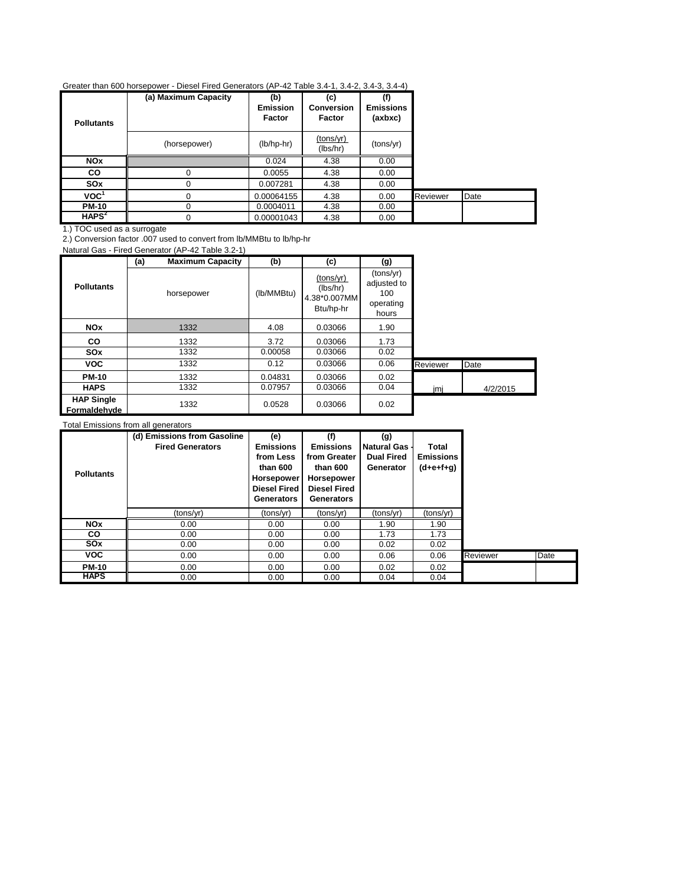Greater than 600 horsepower - Diesel Fired Generators (AP-42 Table 3.4-1, 3.4-2, 3.4-3, 3.4-4)

| Pollutants | (a) Maximum Capacity | (b) Emission Factor | (c) Conversion Factor | (f) Emissions (axbxc) | | |
|---|---|---|---|---|---|---|
| | (horsepower) | (lb/hp-hr) | (tons/yr) / (lbs/hr) | (tons/yr) | | |
| NOx | | 0.024 | 4.38 | 0.00 | | |
| CO | 0 | 0.0055 | 4.38 | 0.00 | | |
| SOx | 0 | 0.007281 | 4.38 | 0.00 | | |
| VOC[1] | 0 | 0.00064155 | 4.38 | 0.00 | Reviewer | Date |
| PM-10 | 0 | 0.0004011 | 4.38 | 0.00 | | |
| HAPS[2] | 0 | 0.00001043 | 4.38 | 0.00 | | |

1.) TOC used as a surrogate

2.) Conversion factor .007 used to convert from lb/MMBtu to lb/hp-hr

Natural Gas - Fired Generator (AP-42 Table 3.2-1)

| Pollutants | (a) Maximum Capacity horsepower | (b) (lb/MMBtu) | (c) (tons/yr) / (lbs/hr) 4.38*0.007MM Btu/hp-hr | (g) (tons/yr) adjusted to 100 operating hours | | |
|---|---|---|---|---|---|---|
| NOx | 1332 | 4.08 | 0.03066 | 1.90 | | |
| CO | 1332 | 3.72 | 0.03066 | 1.73 | | |
| SOx | 1332 | 0.00058 | 0.03066 | 0.02 | | |
| VOC | 1332 | 0.12 | 0.03066 | 0.06 | Reviewer | Date |
| PM-10 | 1332 | 0.04831 | 0.03066 | 0.02 | | |
| HAPS | 1332 | 0.07957 | 0.03066 | 0.04 | jmj | 4/2/2015 |
| HAP Single Formaldehyde | 1332 | 0.0528 | 0.03066 | 0.02 | | |

Total Emissions from all generators

| Pollutants | (d) Emissions from Gasoline Fired Generators | (e) Emissions from Less than 600 Horsepower Diesel Fired Generators | (f) Emissions from Greater than 600 Horsepower Diesel Fired Generators | (g) Natural Gas - Dual Fired Generator | Total Emissions (d+e+f+g) | | |
|---|---|---|---|---|---|---|---|
| | (tons/yr) | (tons/yr) | (tons/yr) | (tons/yr) | (tons/yr) | | |
| NOx | 0.00 | 0.00 | 0.00 | 1.90 | 1.90 | | |
| CO | 0.00 | 0.00 | 0.00 | 1.73 | 1.73 | | |
| SOx | 0.00 | 0.00 | 0.00 | 0.02 | 0.02 | | |
| VOC | 0.00 | 0.00 | 0.00 | 0.06 | 0.06 | Reviewer | Date |
| PM-10 | 0.00 | 0.00 | 0.00 | 0.02 | 0.02 | | |
| HAPS | 0.00 | 0.00 | 0.00 | 0.04 | 0.04 | | |